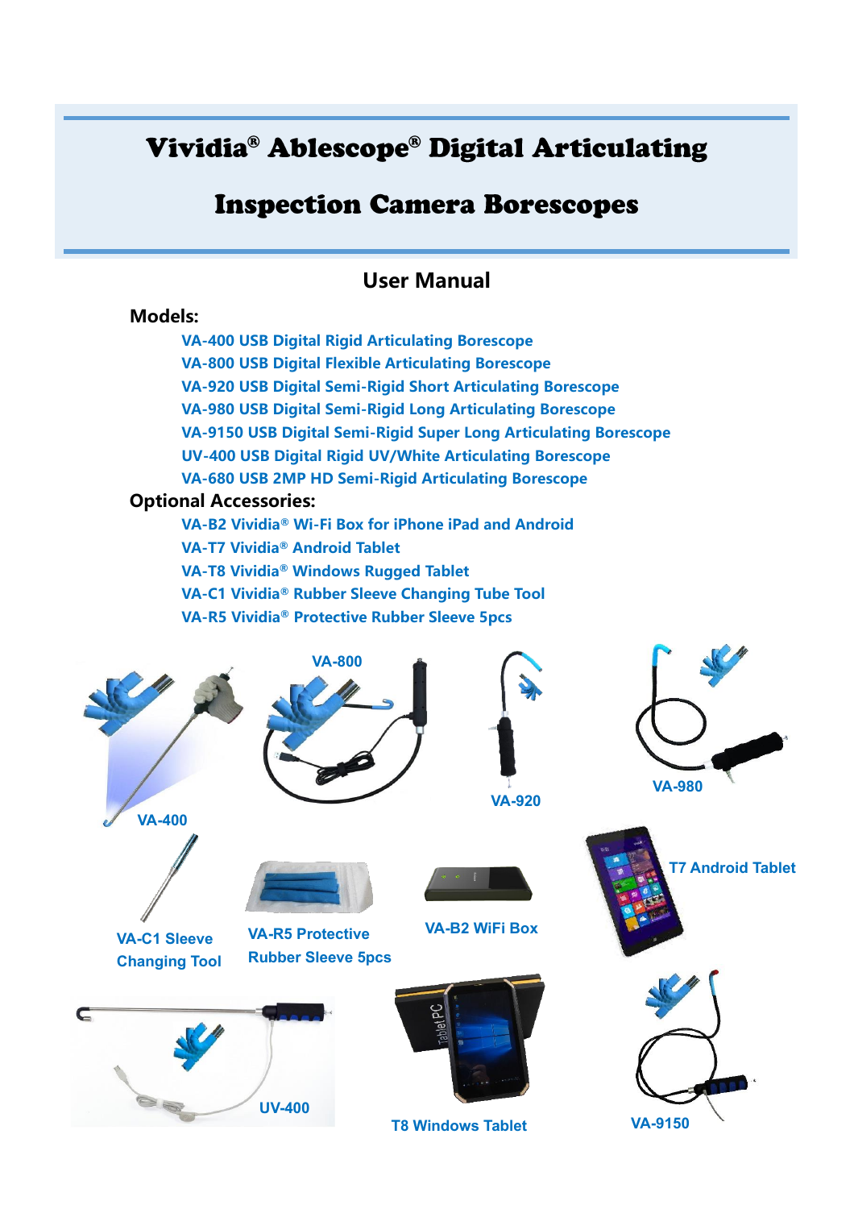# Vividia® Ablescope® Digital Articulating Inspection Camera Borescopes

## User Manual

**Models:**

- VA-400 USB Digital Rigid Articulating Borescope
- VA-800 USB Digital Flexible Articulating Borescope
- VA-920 USB Digital Semi-Rigid Short Articulating Borescope
- VA-980 USB Digital Semi-Rigid Long Articulating Borescope
- VA-9150 USB Digital Semi-Rigid Super Long Articulating Borescope
- UV-400 USB Digital Rigid UV/White Articulating Borescope
- VA-680 USB 2MP HD Semi-Rigid Articulating Borescope

**Optional Accessories:**

- VA-B2 Vividia® Wi-Fi Box for iPhone iPad and Android
- VA-T7 Vividia® Android Tablet
- VA-T8 Vividia® Windows Rugged Tablet
- VA-C1 Vividia® Rubber Sleeve Changing Tube Tool
- VA-R5 Vividia® Protective Rubber Sleeve 5pcs

VA-400

VA-800

VA-920

VA-980

VA-C1 Sleeve Changing Tool

VA-R5 Protective Rubber Sleeve 5pcs

VA-B2 WiFi Box

T7 Android Tablet

UV-400

T8 Windows Tablet

VA-9150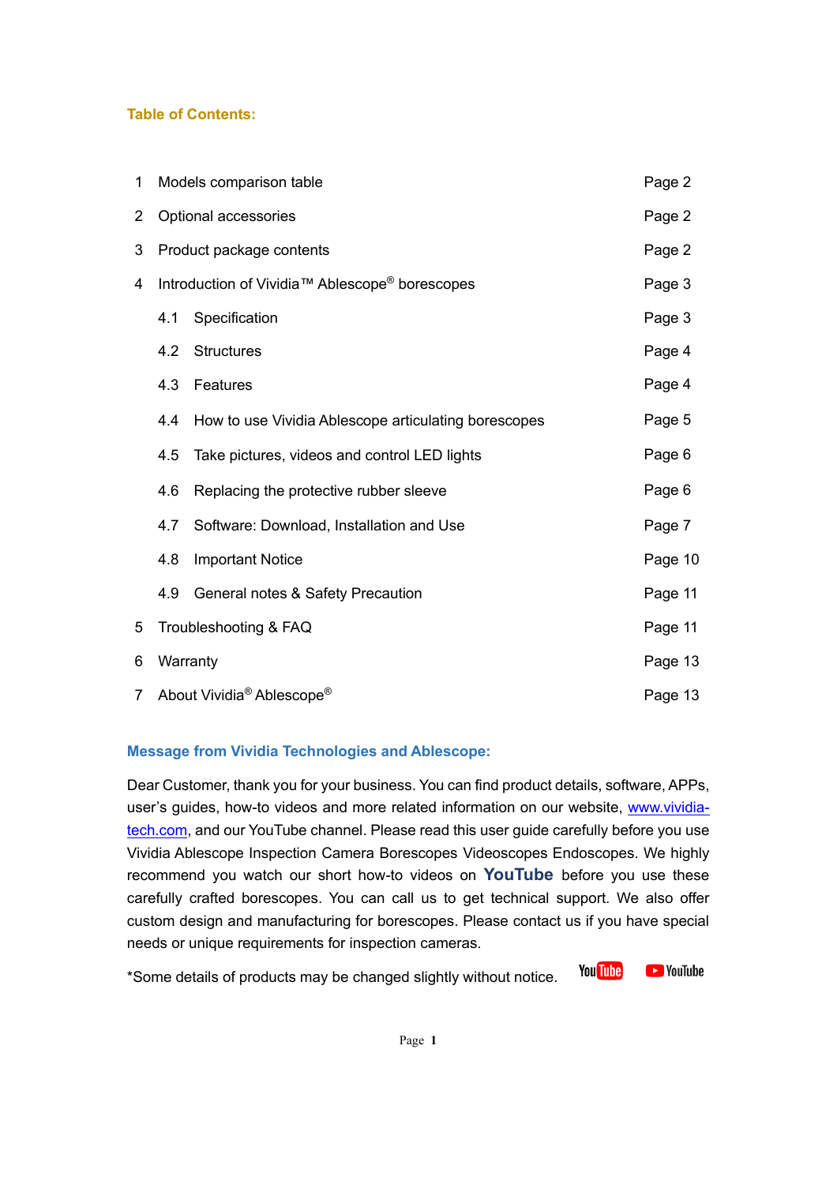## Table of Contents:

| | | |
|---|---|---|
| 1 | Models comparison table | Page 2 |
| 2 | Optional accessories | Page 2 |
| 3 | Product package contents | Page 2 |
| 4 | Introduction of Vividia™ Ablescope® borescopes | Page 3 |
| | 4.1 Specification | Page 3 |
| | 4.2 Structures | Page 4 |
| | 4.3 Features | Page 4 |
| | 4.4 How to use Vividia Ablescope articulating borescopes | Page 5 |
| | 4.5 Take pictures, videos and control LED lights | Page 6 |
| | 4.6 Replacing the protective rubber sleeve | Page 6 |
| | 4.7 Software: Download, Installation and Use | Page 7 |
| | 4.8 Important Notice | Page 10 |
| | 4.9 General notes & Safety Precaution | Page 11 |
| 5 | Troubleshooting & FAQ | Page 11 |
| 6 | Warranty | Page 13 |
| 7 | About Vividia® Ablescope® | Page 13 |

## Message from Vividia Technologies and Ablescope:

Dear Customer, thank you for your business. You can find product details, software, APPs, user's guides, how-to videos and more related information on our website, www.vividia-tech.com, and our YouTube channel. Please read this user guide carefully before you use Vividia Ablescope Inspection Camera Borescopes Videoscopes Endoscopes. We highly recommend you watch our short how-to videos on **YouTube** before you use these carefully crafted borescopes. You can call us to get technical support. We also offer custom design and manufacturing for borescopes. Please contact us if you have special needs or unique requirements for inspection cameras.

*Some details of products may be changed slightly without notice.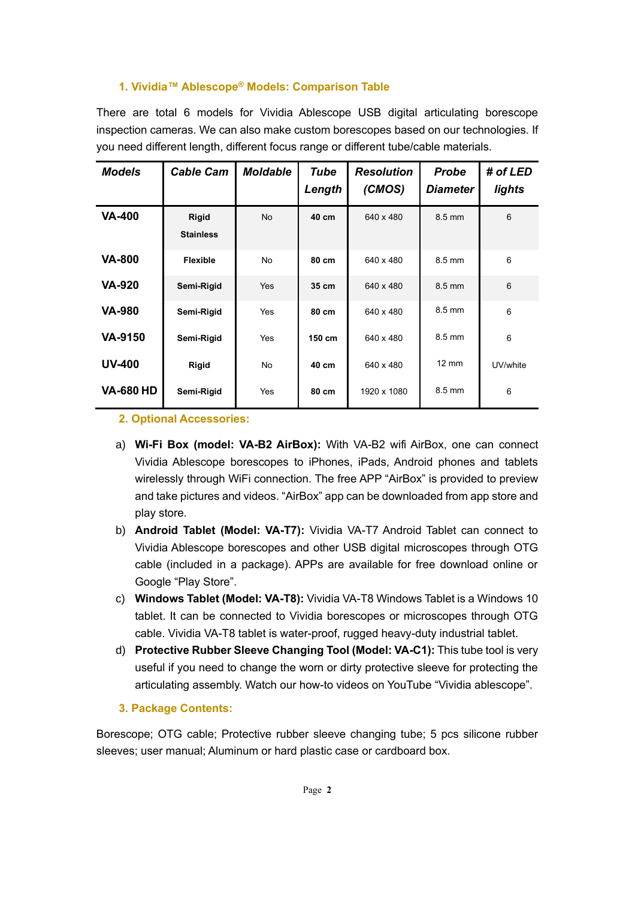### 1. Vividia™ Ablescope® Models: Comparison Table

There are total 6 models for Vividia Ablescope USB digital articulating borescope inspection cameras. We can also make custom borescopes based on our technologies. If you need different length, different focus range or different tube/cable materials.

| *Models* | *Cable Cam* | *Moldable* | *Tube Length* | *Resolution (CMOS)* | *Probe Diameter* | *# of LED lights* |
|---|---|---|---|---|---|---|
| **VA-400** | **Rigid Stainless** | No | **40 cm** | 640 x 480 | 8.5 mm | 6 |
| **VA-800** | **Flexible** | No | **80 cm** | 640 x 480 | 8.5 mm | 6 |
| **VA-920** | **Semi-Rigid** | Yes | **35 cm** | 640 x 480 | 8.5 mm | 6 |
| **VA-980** | **Semi-Rigid** | Yes | **80 cm** | 640 x 480 | 8.5 mm | 6 |
| **VA-9150** | **Semi-Rigid** | Yes | **150 cm** | 640 x 480 | 8.5 mm | 6 |
| **UV-400** | **Rigid** | No | **40 cm** | 640 x 480 | 12 mm | UV/white |
| **VA-680 HD** | **Semi-Rigid** | Yes | **80 cm** | 1920 x 1080 | 8.5 mm | 6 |

### 2. Optional Accessories:

a) **Wi-Fi Box (model: VA-B2 AirBox):** With VA-B2 wifi AirBox, one can connect Vividia Ablescope borescopes to iPhones, iPads, Android phones and tablets wirelessly through WiFi connection. The free APP "AirBox" is provided to preview and take pictures and videos. "AirBox" app can be downloaded from app store and play store.

b) **Android Tablet (Model: VA-T7):** Vividia VA-T7 Android Tablet can connect to Vividia Ablescope borescopes and other USB digital microscopes through OTG cable (included in a package). APPs are available for free download online or Google "Play Store".

c) **Windows Tablet (Model: VA-T8):** Vividia VA-T8 Windows Tablet is a Windows 10 tablet. It can be connected to Vividia borescopes or microscopes through OTG cable. Vividia VA-T8 tablet is water-proof, rugged heavy-duty industrial tablet.

d) **Protective Rubber Sleeve Changing Tool (Model: VA-C1):** This tube tool is very useful if you need to change the worn or dirty protective sleeve for protecting the articulating assembly. Watch our how-to videos on YouTube "Vividia ablescope".

### 3. Package Contents:

Borescope; OTG cable; Protective rubber sleeve changing tube; 5 pcs silicone rubber sleeves; user manual; Aluminum or hard plastic case or cardboard box.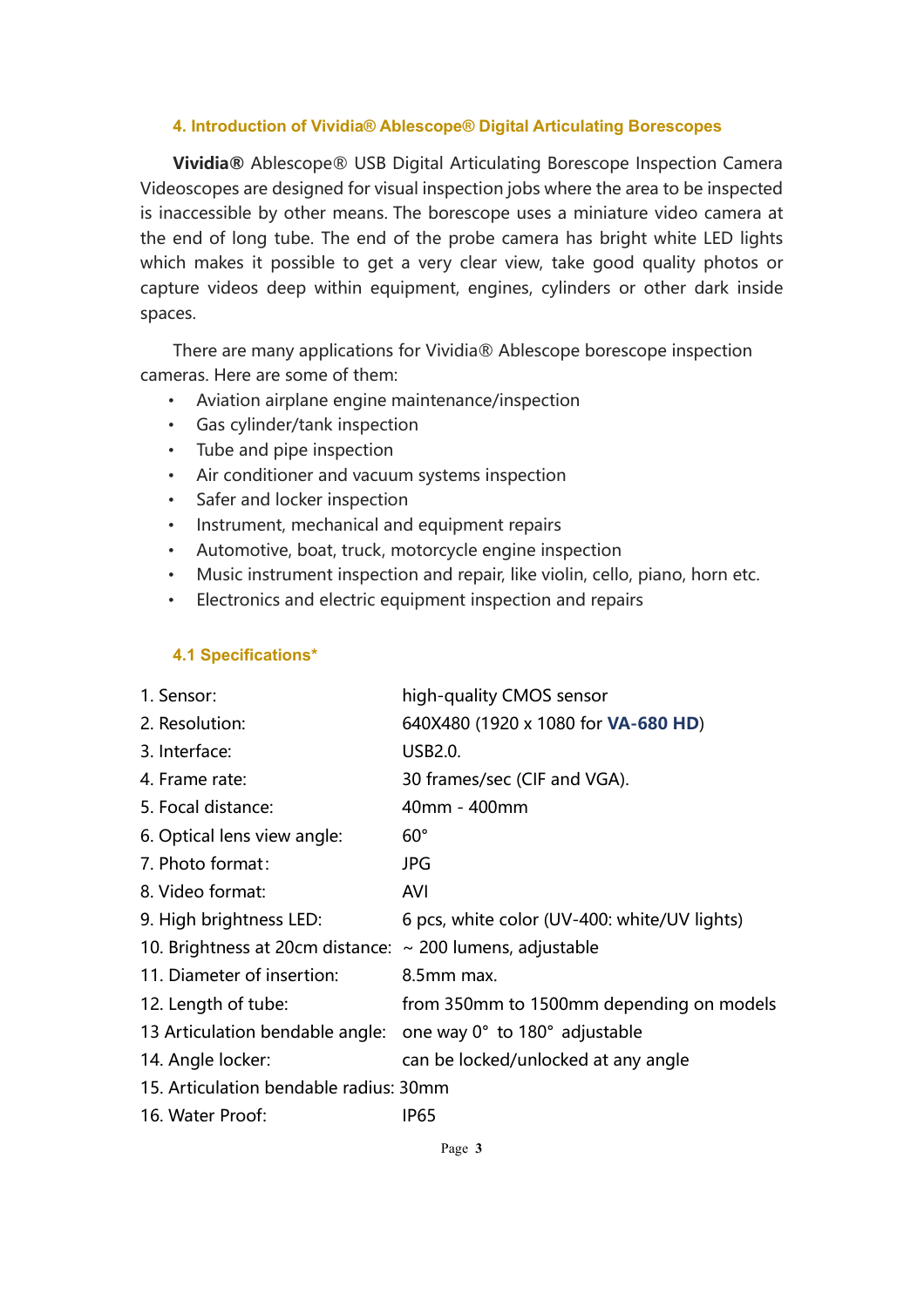## 4. Introduction of Vividia® Ablescope® Digital Articulating Borescopes

**Vividia®** Ablescope® USB Digital Articulating Borescope Inspection Camera Videoscopes are designed for visual inspection jobs where the area to be inspected is inaccessible by other means. The borescope uses a miniature video camera at the end of long tube. The end of the probe camera has bright white LED lights which makes it possible to get a very clear view, take good quality photos or capture videos deep within equipment, engines, cylinders or other dark inside spaces.

There are many applications for Vividia® Ablescope borescope inspection cameras. Here are some of them:

- Aviation airplane engine maintenance/inspection
- Gas cylinder/tank inspection
- Tube and pipe inspection
- Air conditioner and vacuum systems inspection
- Safer and locker inspection
- Instrument, mechanical and equipment repairs
- Automotive, boat, truck, motorcycle engine inspection
- Music instrument inspection and repair, like violin, cello, piano, horn etc.
- Electronics and electric equipment inspection and repairs

### 4.1 Specifications*

| | |
|---|---|
| 1. Sensor: | high-quality CMOS sensor |
| 2. Resolution: | 640X480 (1920 x 1080 for **VA-680 HD**) |
| 3. Interface: | USB2.0. |
| 4. Frame rate: | 30 frames/sec (CIF and VGA). |
| 5. Focal distance: | 40mm - 400mm |
| 6. Optical lens view angle: | 60° |
| 7. Photo format: | JPG |
| 8. Video format: | AVI |
| 9. High brightness LED: | 6 pcs, white color (UV-400: white/UV lights) |
| 10. Brightness at 20cm distance: | ~ 200 lumens, adjustable |
| 11. Diameter of insertion: | 8.5mm max. |
| 12. Length of tube: | from 350mm to 1500mm depending on models |
| 13 Articulation bendable angle: | one way 0° to 180° adjustable |
| 14. Angle locker: | can be locked/unlocked at any angle |
| 15. Articulation bendable radius: | 30mm |
| 16. Water Proof: | IP65 |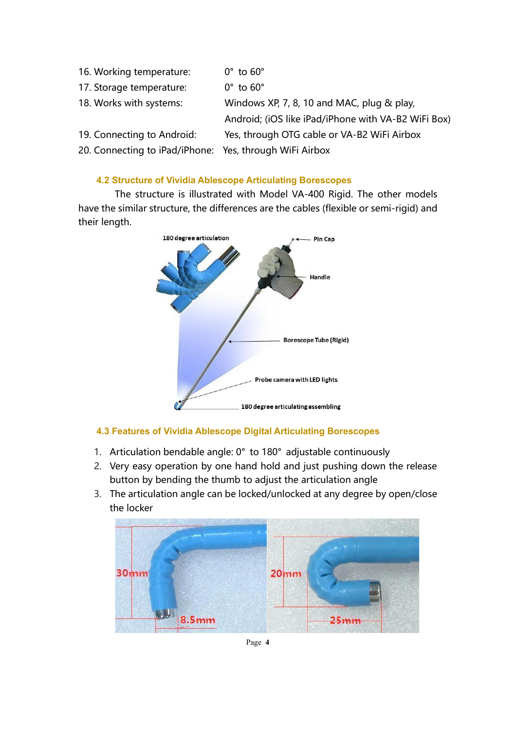16. Working temperature: 0° to 60°
17. Storage temperature: 0° to 60°
18. Works with systems: Windows XP, 7, 8, 10 and MAC, plug & play, Android; (iOS like iPad/iPhone with VA-B2 WiFi Box)
19. Connecting to Android: Yes, through OTG cable or VA-B2 WiFi Airbox
20. Connecting to iPad/iPhone: Yes, through WiFi Airbox

### 4.2 Structure of Vividia Ablescope Articulating Borescopes

The structure is illustrated with Model VA-400 Rigid. The other models have the similar structure, the differences are the cables (flexible or semi-rigid) and their length.

### 4.3 Features of Vividia Ablescope Digital Articulating Borescopes

1. Articulation bendable angle: 0° to 180° adjustable continuously
2. Very easy operation by one hand hold and just pushing down the release button by bending the thumb to adjust the articulation angle
3. The articulation angle can be locked/unlocked at any degree by open/close the locker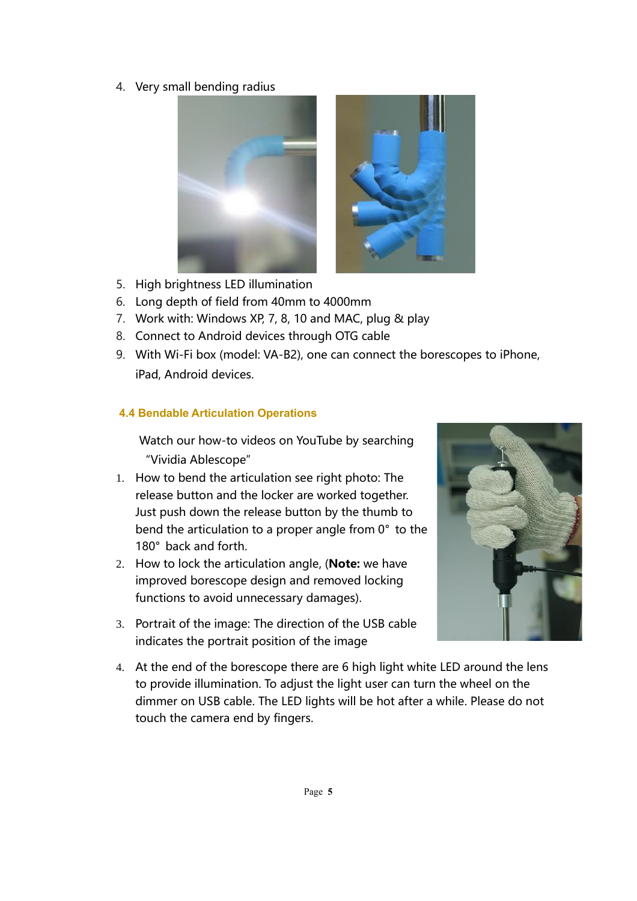4. Very small bending radius

5. High brightness LED illumination
6. Long depth of field from 40mm to 4000mm
7. Work with: Windows XP, 7, 8, 10 and MAC, plug & play
8. Connect to Android devices through OTG cable
9. With Wi-Fi box (model: VA-B2), one can connect the borescopes to iPhone, iPad, Android devices.

### 4.4 Bendable Articulation Operations

Watch our how-to videos on YouTube by searching "Vividia Ablescope"

1. How to bend the articulation see right photo: The release button and the locker are worked together. Just push down the release button by the thumb to bend the articulation to a proper angle from 0° to the 180° back and forth.
2. How to lock the articulation angle, (**Note:** we have improved borescope design and removed locking functions to avoid unnecessary damages).
3. Portrait of the image: The direction of the USB cable indicates the portrait position of the image
4. At the end of the borescope there are 6 high light white LED around the lens to provide illumination. To adjust the light user can turn the wheel on the dimmer on USB cable. The LED lights will be hot after a while. Please do not touch the camera end by fingers.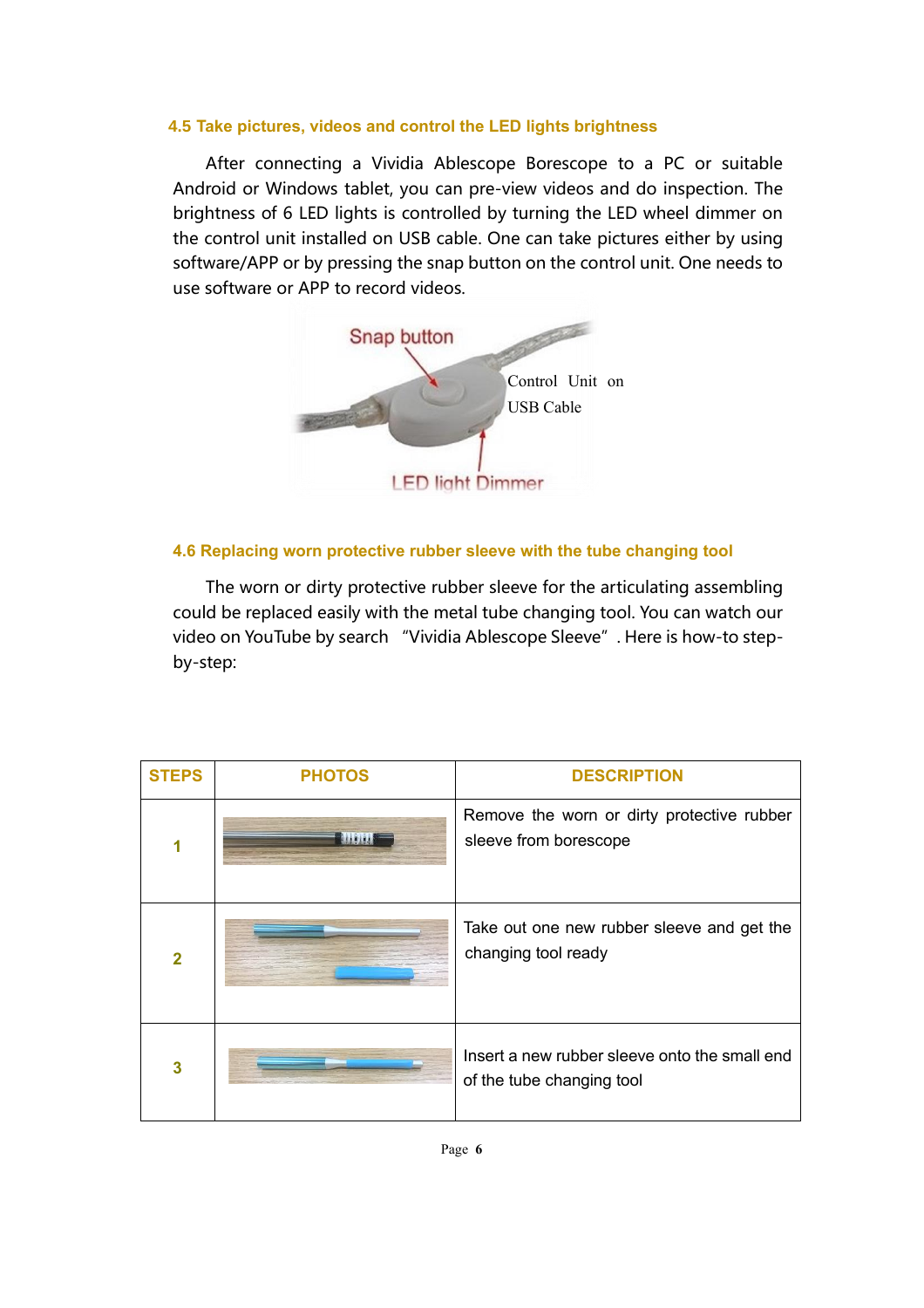#### 4.5 Take pictures, videos and control the LED lights brightness

After connecting a Vividia Ablescope Borescope to a PC or suitable Android or Windows tablet, you can pre-view videos and do inspection. The brightness of 6 LED lights is controlled by turning the LED wheel dimmer on the control unit installed on USB cable. One can take pictures either by using software/APP or by pressing the snap button on the control unit. One needs to use software or APP to record videos.

Snap button

Control Unit on USB Cable

LED light Dimmer

#### 4.6 Replacing worn protective rubber sleeve with the tube changing tool

The worn or dirty protective rubber sleeve for the articulating assembling could be replaced easily with the metal tube changing tool. You can watch our video on YouTube by search "Vividia Ablescope Sleeve". Here is how-to step-by-step:

| STEPS | PHOTOS | DESCRIPTION |
|---|---|---|
| 1 | | Remove the worn or dirty protective rubber sleeve from borescope |
| 2 | | Take out one new rubber sleeve and get the changing tool ready |
| 3 | | Insert a new rubber sleeve onto the small end of the tube changing tool |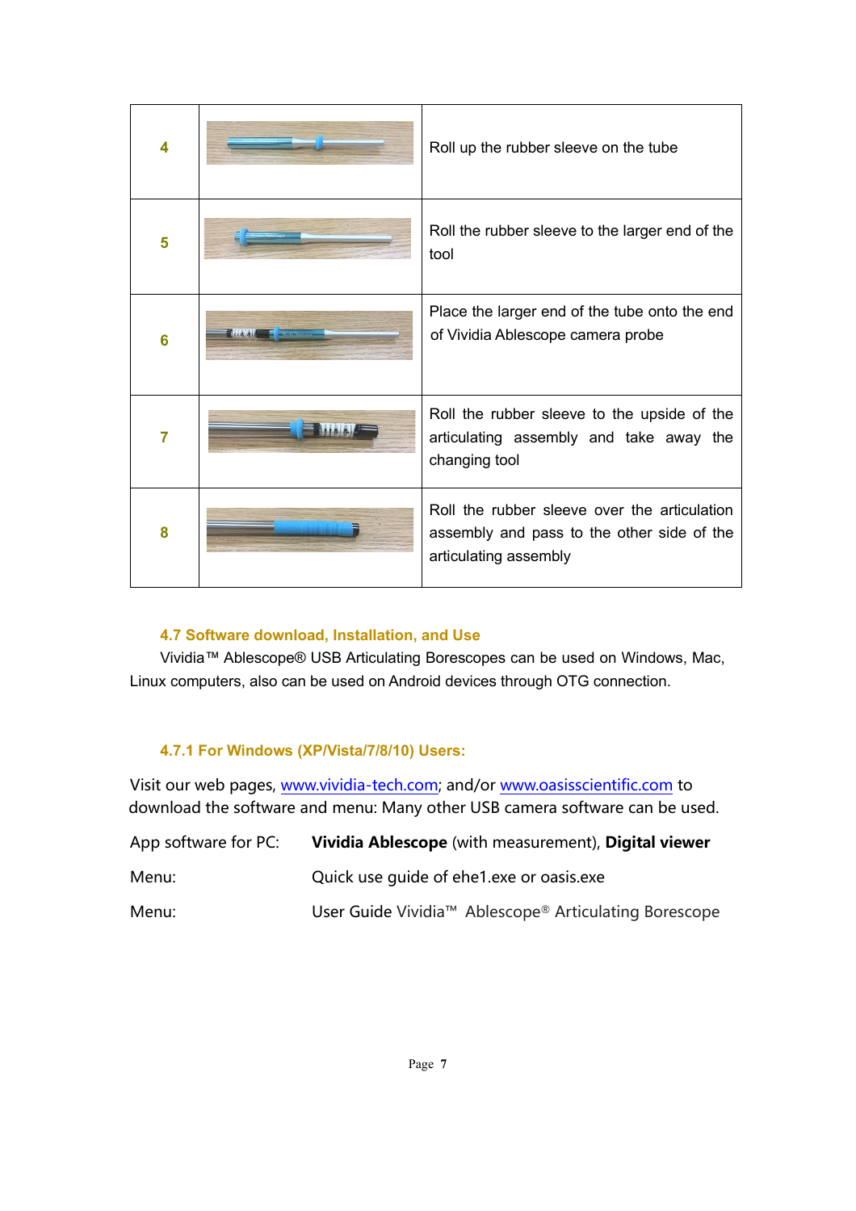| | | |
|---|---|---|
| 4 | | Roll up the rubber sleeve on the tube |
| 5 | | Roll the rubber sleeve to the larger end of the tool |
| 6 | | Place the larger end of the tube onto the end of Vividia Ablescope camera probe |
| 7 | | Roll the rubber sleeve to the upside of the articulating assembly and take away the changing tool |
| 8 | | Roll the rubber sleeve over the articulation assembly and pass to the other side of the articulating assembly |

### 4.7 Software download, Installation, and Use

Vividia™ Ablescope® USB Articulating Borescopes can be used on Windows, Mac, Linux computers, also can be used on Android devices through OTG connection.

#### 4.7.1 For Windows (XP/Vista/7/8/10) Users:

Visit our web pages, www.vividia-tech.com; and/or www.oasisscientific.com to download the software and menu: Many other USB camera software can be used.

App software for PC: **Vividia Ablescope** (with measurement), **Digital viewer**

Menu: Quick use guide of ehe1.exe or oasis.exe

Menu: User Guide Vividia™ Ablescope® Articulating Borescope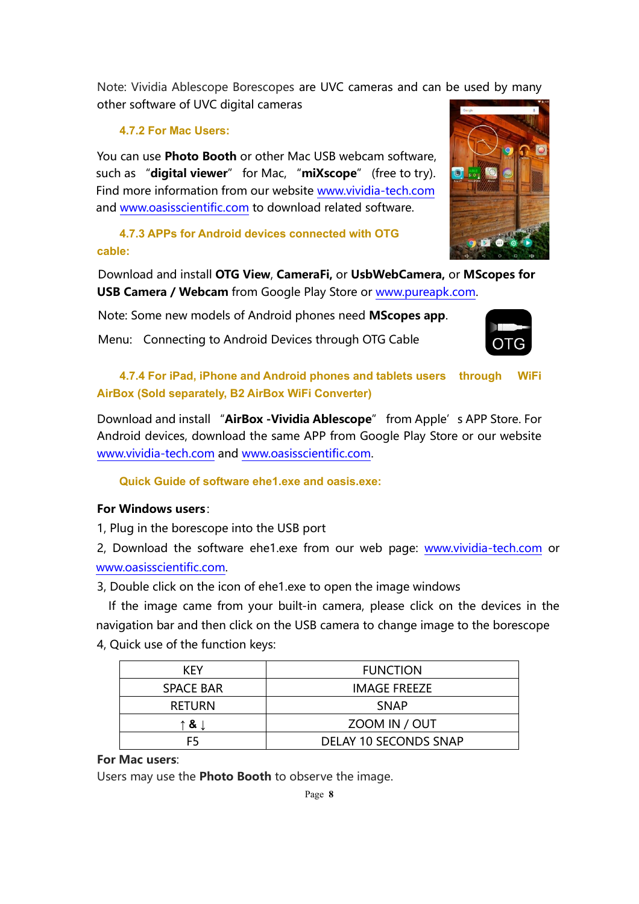Note: Vividia Ablescope Borescopes are UVC cameras and can be used by many other software of UVC digital cameras

### 4.7.2 For Mac Users:

You can use **Photo Booth** or other Mac USB webcam software, such as "**digital viewer**" for Mac, "**miXscope**" (free to try). Find more information from our website www.vividia-tech.com and www.oasisscientific.com to download related software.

### 4.7.3 APPs for Android devices connected with OTG cable:

Download and install **OTG View**, **CameraFi,** or **UsbWebCamera,** or **MScopes for USB Camera / Webcam** from Google Play Store or www.pureapk.com.

Note: Some new models of Android phones need **MScopes app**.

Menu: Connecting to Android Devices through OTG Cable

### 4.7.4 For iPad, iPhone and Android phones and tablets users through WiFi AirBox (Sold separately, B2 AirBox WiFi Converter)

Download and install "**AirBox -Vividia Ablescope**" from Apple's APP Store. For Android devices, download the same APP from Google Play Store or our website www.vividia-tech.com and www.oasisscientific.com.

### Quick Guide of software ehe1.exe and oasis.exe:

**For Windows users**:

1, Plug in the borescope into the USB port

2, Download the software ehe1.exe from our web page: www.vividia-tech.com or www.oasisscientific.com.

3, Double click on the icon of ehe1.exe to open the image windows

If the image came from your built-in camera, please click on the devices in the navigation bar and then click on the USB camera to change image to the borescope

4, Quick use of the function keys:

| KEY | FUNCTION |
|---|---|
| SPACE BAR | IMAGE FREEZE |
| RETURN | SNAP |
| ↑ & ↓ | ZOOM IN / OUT |
| F5 | DELAY 10 SECONDS SNAP |

**For Mac users**:

Users may use the **Photo Booth** to observe the image.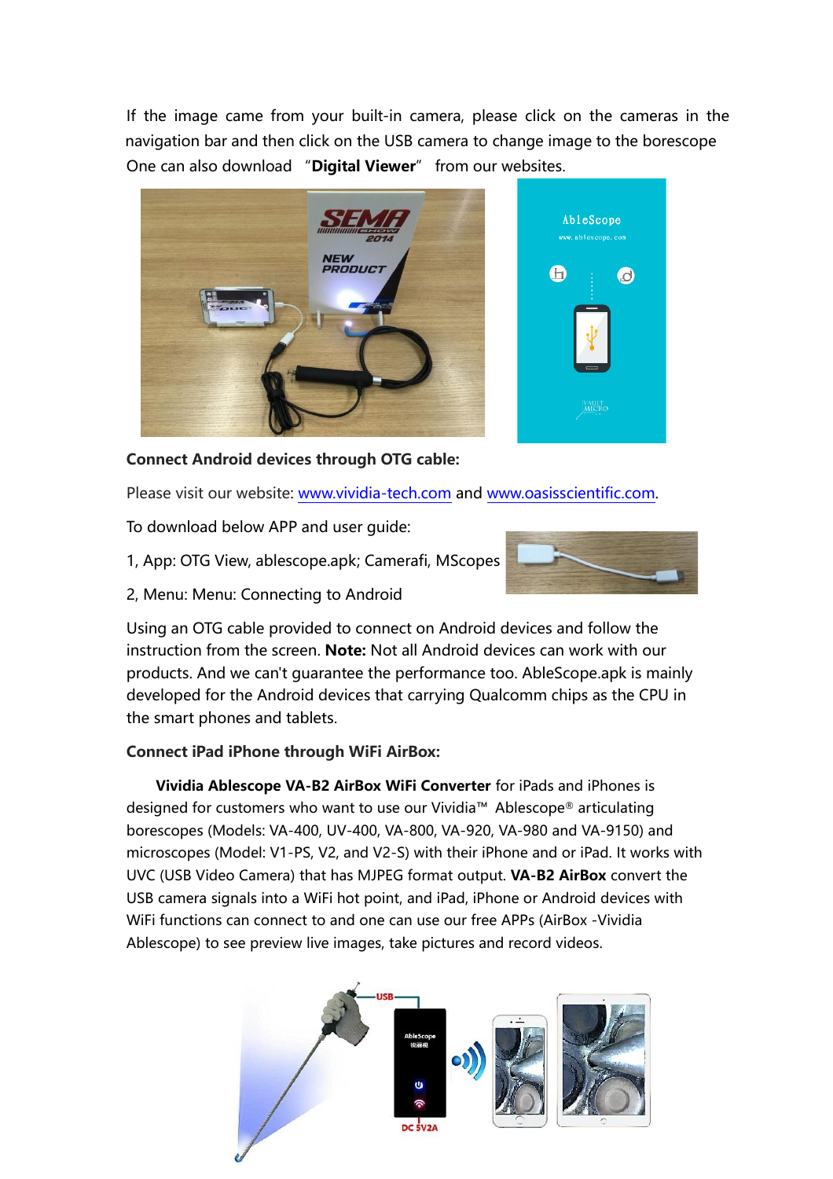If the image came from your built-in camera, please click on the cameras in the navigation bar and then click on the USB camera to change image to the borescope One can also download "**Digital Viewer**" from our websites.

**Connect Android devices through OTG cable:**

Please visit our website: [www.vividia-tech.com](www.vividia-tech.com) and [www.oasisscientific.com](www.oasisscientific.com).

To download below APP and user guide:

1, App: OTG View, ablescope.apk; Camerafi, MScopes

2, Menu: Menu: Connecting to Android

Using an OTG cable provided to connect on Android devices and follow the instruction from the screen. **Note:** Not all Android devices can work with our products. And we can't guarantee the performance too. AbleScope.apk is mainly developed for the Android devices that carrying Qualcomm chips as the CPU in the smart phones and tablets.

**Connect iPad iPhone through WiFi AirBox:**

**Vividia Ablescope VA-B2 AirBox WiFi Converter** for iPads and iPhones is designed for customers who want to use our Vividia™ Ablescope® articulating borescopes (Models: VA-400, UV-400, VA-800, VA-920, VA-980 and VA-9150) and microscopes (Model: V1-PS, V2, and V2-S) with their iPhone and or iPad. It works with UVC (USB Video Camera) that has MJPEG format output. **VA-B2 AirBox** convert the USB camera signals into a WiFi hot point, and iPad, iPhone or Android devices with WiFi functions can connect to and one can use our free APPs (AirBox -Vividia Ablescope) to see preview live images, take pictures and record videos.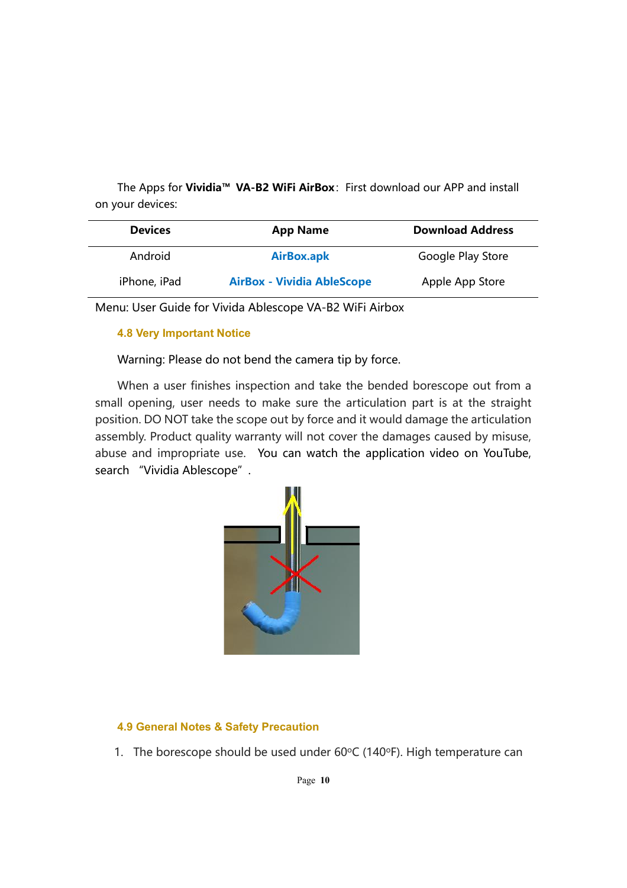The Apps for **Vividia™ VA-B2 WiFi AirBox**: First download our APP and install on your devices:

| Devices | App Name | Download Address |
| --- | --- | --- |
| Android | **AirBox.apk** | Google Play Store |
| iPhone, iPad | **AirBox - Vividia AbleScope** | Apple App Store |

Menu: User Guide for Vivida Ablescope VA-B2 WiFi Airbox

### 4.8 Very Important Notice

Warning: Please do not bend the camera tip by force.

When a user finishes inspection and take the bended borescope out from a small opening, user needs to make sure the articulation part is at the straight position. DO NOT take the scope out by force and it would damage the articulation assembly. Product quality warranty will not cover the damages caused by misuse, abuse and impropriate use. You can watch the application video on YouTube, search "Vividia Ablescope".

### 4.9 General Notes & Safety Precaution

1. The borescope should be used under 60°C (140°F). High temperature can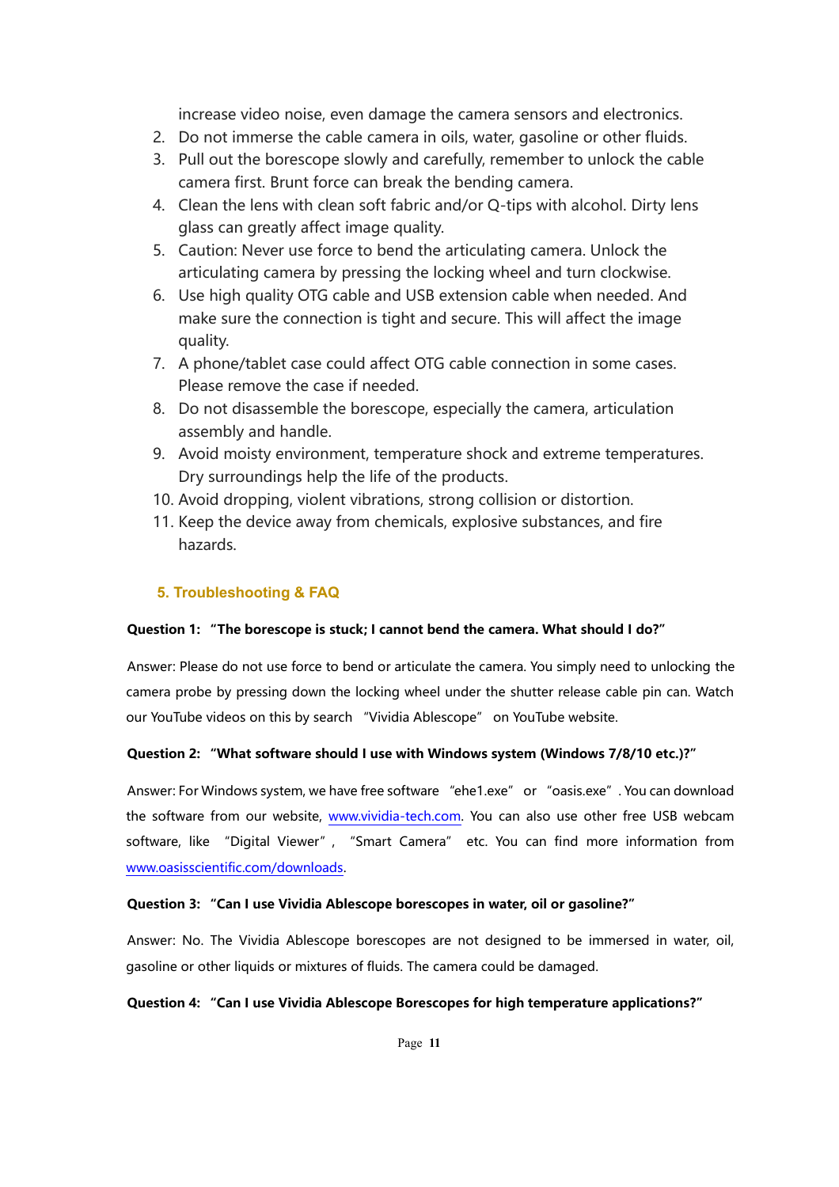increase video noise, even damage the camera sensors and electronics.

2. Do not immerse the cable camera in oils, water, gasoline or other fluids.
3. Pull out the borescope slowly and carefully, remember to unlock the cable camera first. Brunt force can break the bending camera.
4. Clean the lens with clean soft fabric and/or Q-tips with alcohol. Dirty lens glass can greatly affect image quality.
5. Caution: Never use force to bend the articulating camera. Unlock the articulating camera by pressing the locking wheel and turn clockwise.
6. Use high quality OTG cable and USB extension cable when needed. And make sure the connection is tight and secure. This will affect the image quality.
7. A phone/tablet case could affect OTG cable connection in some cases. Please remove the case if needed.
8. Do not disassemble the borescope, especially the camera, articulation assembly and handle.
9. Avoid moisty environment, temperature shock and extreme temperatures. Dry surroundings help the life of the products.
10. Avoid dropping, violent vibrations, strong collision or distortion.
11. Keep the device away from chemicals, explosive substances, and fire hazards.

## 5. Troubleshooting & FAQ

**Question 1: "The borescope is stuck; I cannot bend the camera. What should I do?"**

Answer: Please do not use force to bend or articulate the camera. You simply need to unlocking the camera probe by pressing down the locking wheel under the shutter release cable pin can. Watch our YouTube videos on this by search "Vividia Ablescope" on YouTube website.

**Question 2: "What software should I use with Windows system (Windows 7/8/10 etc.)?"**

Answer: For Windows system, we have free software "ehe1.exe" or "oasis.exe". You can download the software from our website, www.vividia-tech.com. You can also use other free USB webcam software, like "Digital Viewer", "Smart Camera" etc. You can find more information from www.oasisscientific.com/downloads.

**Question 3: "Can I use Vividia Ablescope borescopes in water, oil or gasoline?"**

Answer: No. The Vividia Ablescope borescopes are not designed to be immersed in water, oil, gasoline or other liquids or mixtures of fluids. The camera could be damaged.

**Question 4: "Can I use Vividia Ablescope Borescopes for high temperature applications?"**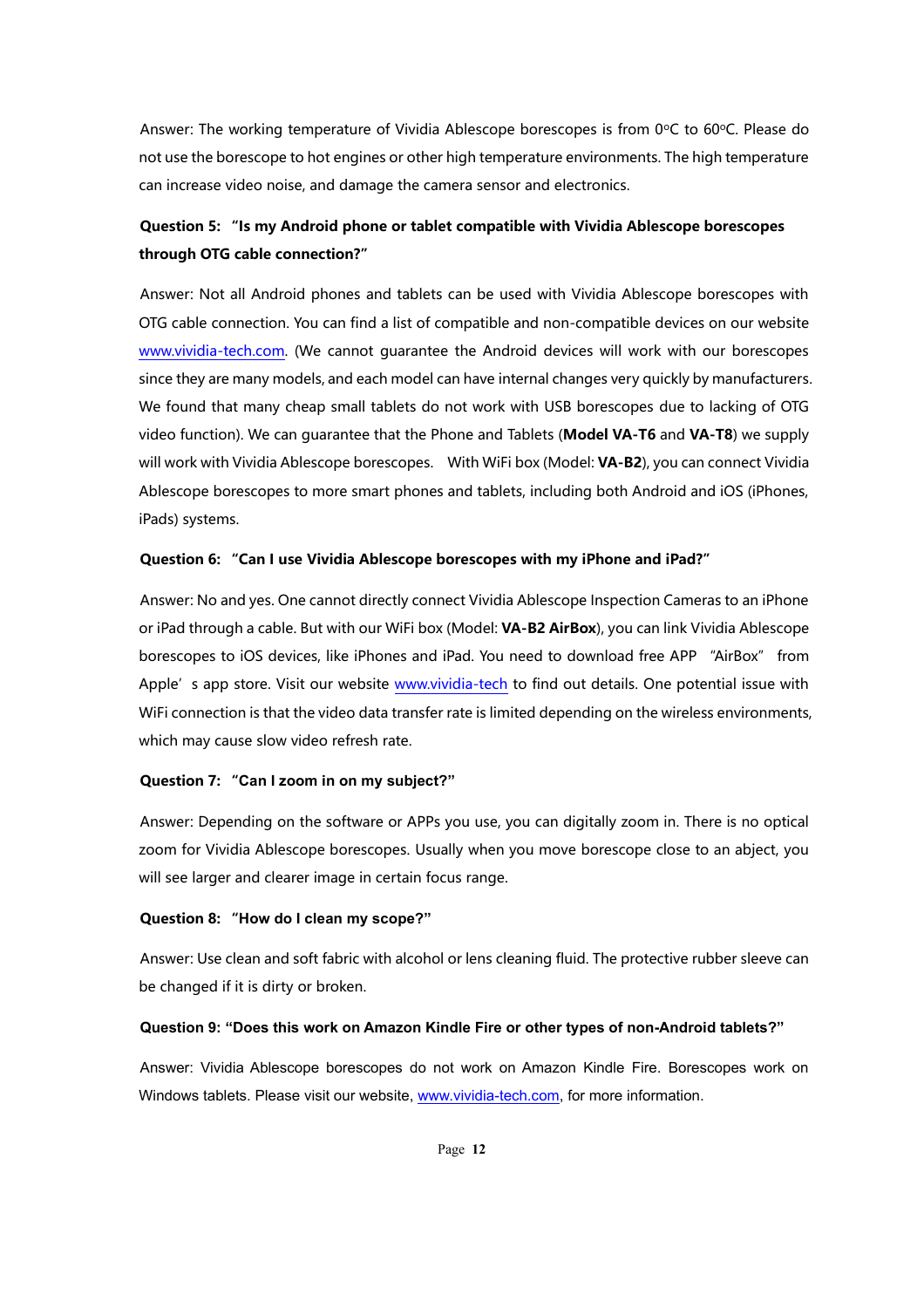Answer: The working temperature of Vividia Ablescope borescopes is from 0ºC to 60ºC. Please do not use the borescope to hot engines or other high temperature environments. The high temperature can increase video noise, and damage the camera sensor and electronics.

**Question 5: "Is my Android phone or tablet compatible with Vividia Ablescope borescopes through OTG cable connection?"**

Answer: Not all Android phones and tablets can be used with Vividia Ablescope borescopes with OTG cable connection. You can find a list of compatible and non-compatible devices on our website www.vividia-tech.com. (We cannot guarantee the Android devices will work with our borescopes since they are many models, and each model can have internal changes very quickly by manufacturers. We found that many cheap small tablets do not work with USB borescopes due to lacking of OTG video function). We can guarantee that the Phone and Tablets (**Model VA-T6** and **VA-T8**) we supply will work with Vividia Ablescope borescopes. With WiFi box (Model: **VA-B2**), you can connect Vividia Ablescope borescopes to more smart phones and tablets, including both Android and iOS (iPhones, iPads) systems.

**Question 6: "Can I use Vividia Ablescope borescopes with my iPhone and iPad?"**

Answer: No and yes. One cannot directly connect Vividia Ablescope Inspection Cameras to an iPhone or iPad through a cable. But with our WiFi box (Model: **VA-B2 AirBox**), you can link Vividia Ablescope borescopes to iOS devices, like iPhones and iPad. You need to download free APP "AirBox" from Apple's app store. Visit our website www.vividia-tech to find out details. One potential issue with WiFi connection is that the video data transfer rate is limited depending on the wireless environments, which may cause slow video refresh rate.

**Question 7: "Can I zoom in on my subject?"**

Answer: Depending on the software or APPs you use, you can digitally zoom in. There is no optical zoom for Vividia Ablescope borescopes. Usually when you move borescope close to an abject, you will see larger and clearer image in certain focus range.

**Question 8: "How do I clean my scope?"**

Answer: Use clean and soft fabric with alcohol or lens cleaning fluid. The protective rubber sleeve can be changed if it is dirty or broken.

**Question 9: "Does this work on Amazon Kindle Fire or other types of non-Android tablets?"**

Answer: Vividia Ablescope borescopes do not work on Amazon Kindle Fire. Borescopes work on Windows tablets. Please visit our website, www.vividia-tech.com, for more information.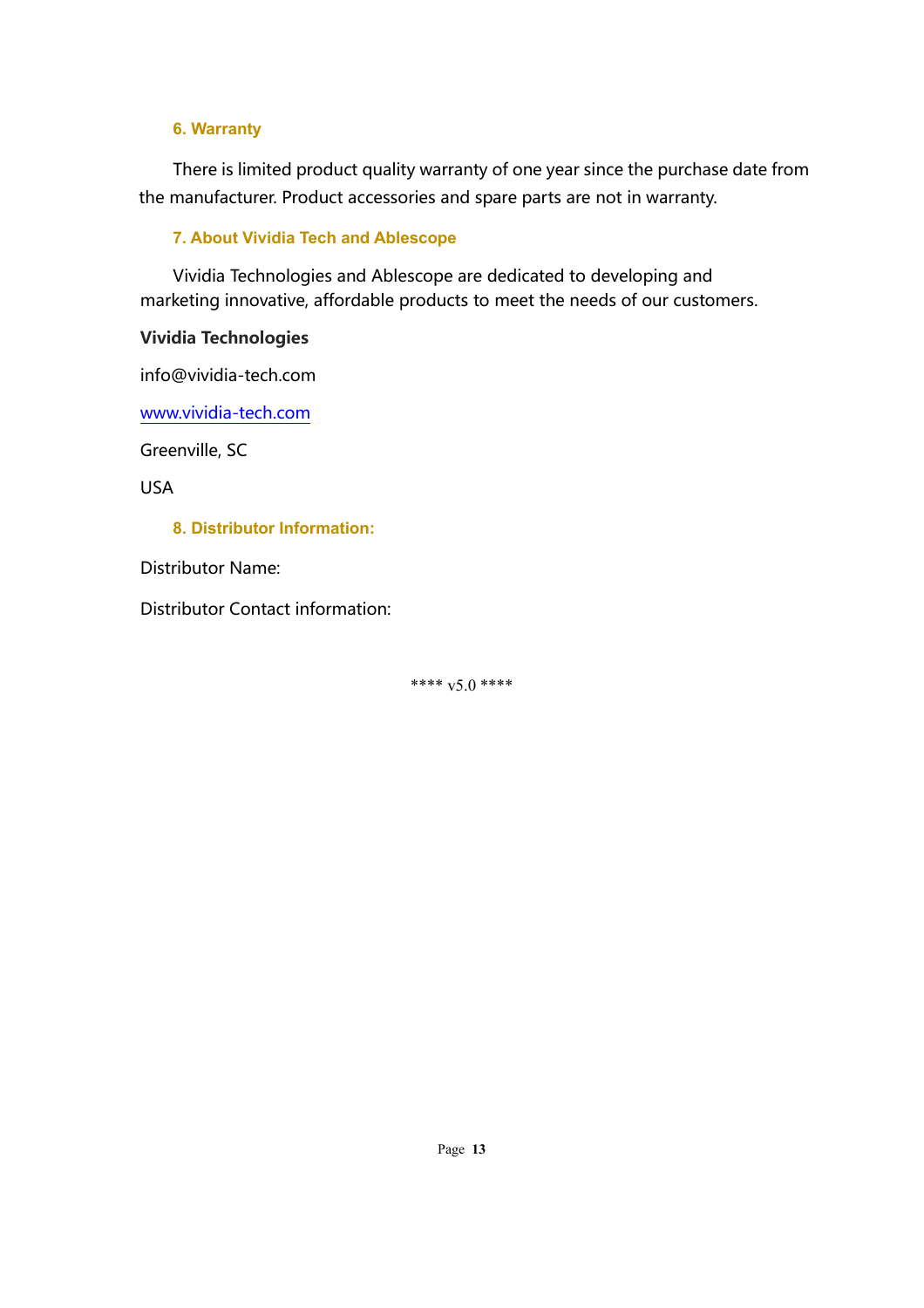## 6. Warranty

There is limited product quality warranty of one year since the purchase date from the manufacturer. Product accessories and spare parts are not in warranty.

## 7. About Vividia Tech and Ablescope

Vividia Technologies and Ablescope are dedicated to developing and marketing innovative, affordable products to meet the needs of our customers.

**Vividia Technologies**

info@vividia-tech.com

www.vividia-tech.com

Greenville, SC

USA

## 8. Distributor Information:

Distributor Name:

Distributor Contact information:

**** v5.0 ****